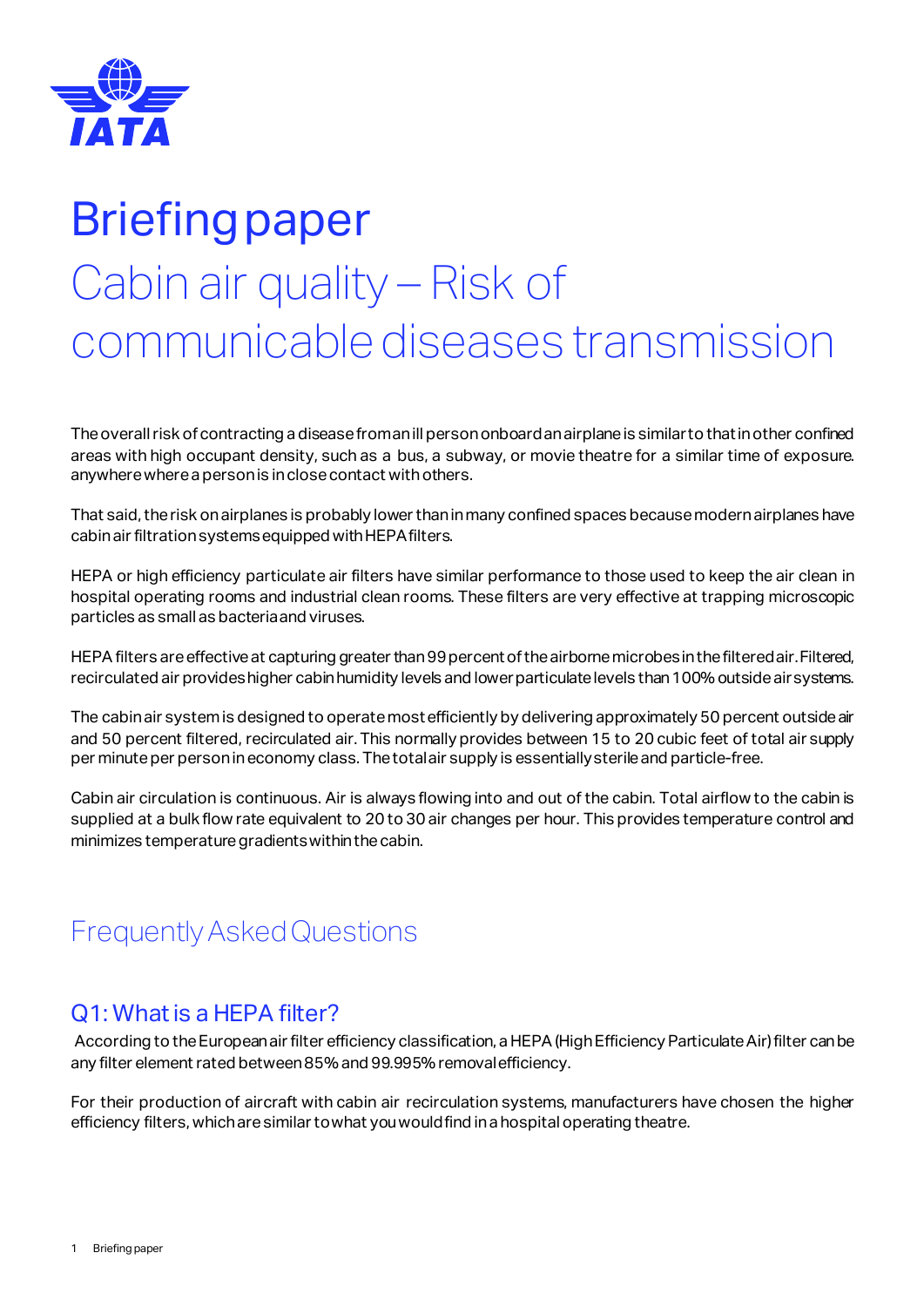# Briefing paper

# Cabin air quality – Risk of communicable diseases transmission

The overall risk of contracting a disease from an ill person onboard an airplane is similar to that in other confined areas with high occupant density, such as a bus, a subway, or movie theatre for a similar time of exposure. anywhere where a person is in close contact with others.

That said, the risk on airplanes is probably lower than in many confined spaces because modern airplanes have cabin air filtration systems equipped with HEPA filters.

HEPA or high efficiency particulate air filters have similar performance to those used to keep the air clean in hospital operating rooms and industrial clean rooms. These filters are very effective at trapping microscopic particles as small as bacteria and viruses.

HEPA filters are effective at capturing greater than 99 percent of the airborne microbes in the filtered air. Filtered, recirculated air provides higher cabin humidity levels and lower particulate levels than 100% outside air systems.

The cabin air system is designed to operate most efficiently by delivering approximately 50 percent outside air and 50 percent filtered, recirculated air. This normally provides between 15 to 20 cubic feet of total air supply per minute per person in economy class. The total air supply is essentially sterile and particle-free.

Cabin air circulation is continuous. Air is always flowing into and out of the cabin. Total airflow to the cabin is supplied at a bulk flow rate equivalent to 20 to 30 air changes per hour. This provides temperature control and minimizes temperature gradients within the cabin.

## Frequently Asked Questions

### Q1: What is a HEPA filter?

According to the European air filter efficiency classification, a HEPA (High Efficiency Particulate Air) filter can be any filter element rated between 85% and 99.995% removal efficiency.

For their production of aircraft with cabin air recirculation systems, manufacturers have chosen the higher efficiency filters, which are similar to what you would find in a hospital operating theatre.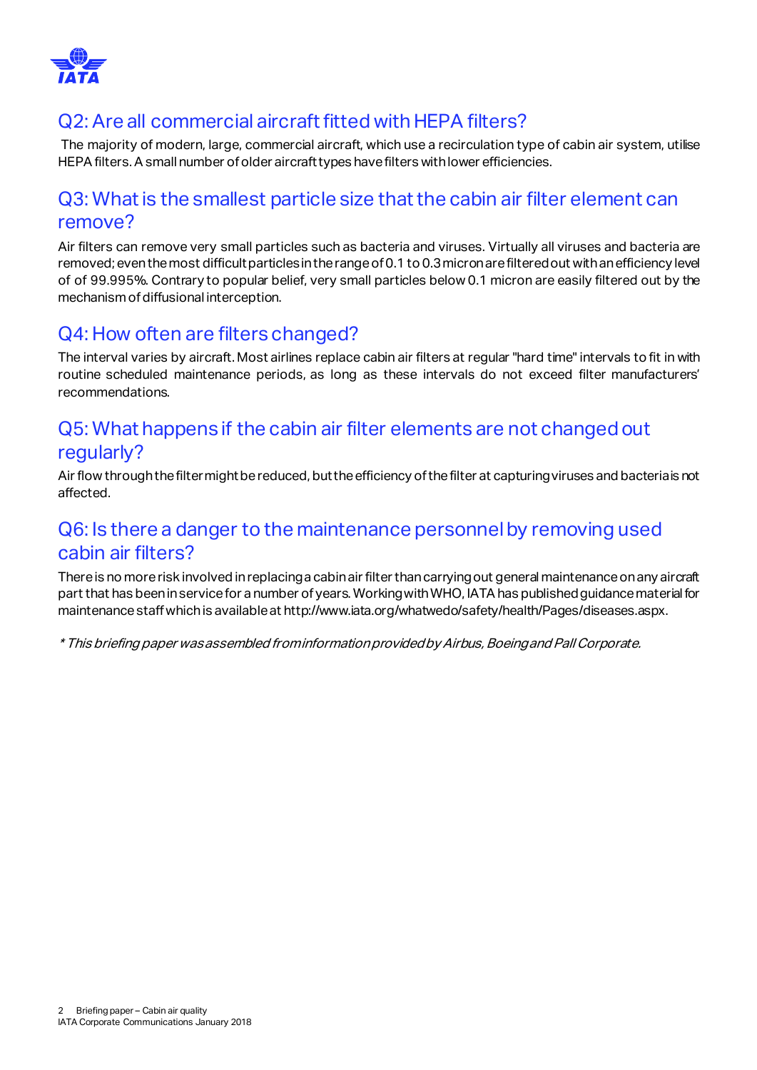## Q2: Are all commercial aircraft fitted with HEPA filters?

The majority of modern, large, commercial aircraft, which use a recirculation type of cabin air system, utilise HEPA filters. A small number of older aircraft types have filters with lower efficiencies.

## Q3: What is the smallest particle size that the cabin air filter element can remove?

Air filters can remove very small particles such as bacteria and viruses. Virtually all viruses and bacteria are removed; even the most difficult particles in the range of 0.1 to 0.3 micron are filtered out with an efficiency level of of 99.995%. Contrary to popular belief, very small particles below 0.1 micron are easily filtered out by the mechanism of diffusional interception.

## Q4: How often are filters changed?

The interval varies by aircraft. Most airlines replace cabin air filters at regular "hard time" intervals to fit in with routine scheduled maintenance periods, as long as these intervals do not exceed filter manufacturers' recommendations.

## Q5: What happens if the cabin air filter elements are not changed out regularly?

Air flow through the filter might be reduced, but the efficiency of the filter at capturing viruses and bacteria is not affected.

## Q6: Is there a danger to the maintenance personnel by removing used cabin air filters?

There is no more risk involved in replacing a cabin air filter than carrying out general maintenance on any aircraft part that has been in service for a number of years. Working with WHO, IATA has published guidance material for maintenance staff which is available at http://www.iata.org/whatwedo/safety/health/Pages/diseases.aspx.

*\* This briefing paper was assembled from information provided by Airbus, Boeing and Pall Corporate.*